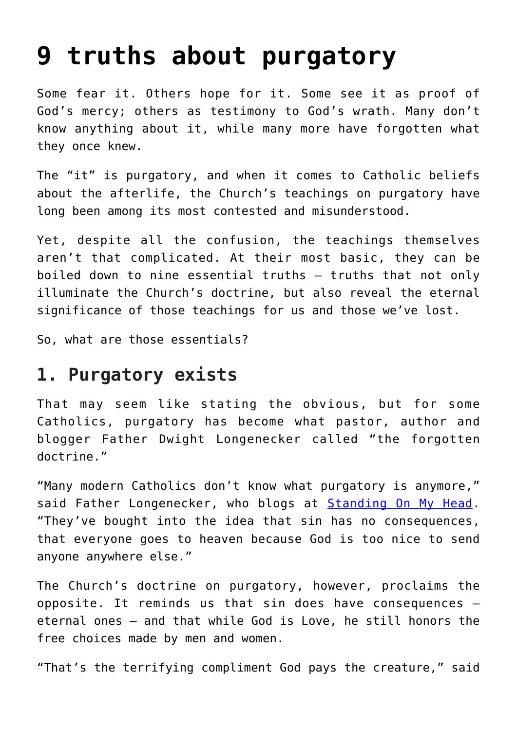# 9 truths about purgatory

Some fear it. Others hope for it. Some see it as proof of God's mercy; others as testimony to God's wrath. Many don't know anything about it, while many more have forgotten what they once knew.

The "it" is purgatory, and when it comes to Catholic beliefs about the afterlife, the Church's teachings on purgatory have long been among its most contested and misunderstood.

Yet, despite all the confusion, the teachings themselves aren't that complicated. At their most basic, they can be boiled down to nine essential truths — truths that not only illuminate the Church's doctrine, but also reveal the eternal significance of those teachings for us and those we've lost.

So, what are those essentials?

## 1. Purgatory exists

That may seem like stating the obvious, but for some Catholics, purgatory has become what pastor, author and blogger Father Dwight Longenecker called "the forgotten doctrine."

"Many modern Catholics don't know what purgatory is anymore," said Father Longenecker, who blogs at [Standing On My Head](). "They've bought into the idea that sin has no consequences, that everyone goes to heaven because God is too nice to send anyone anywhere else."

The Church's doctrine on purgatory, however, proclaims the opposite. It reminds us that sin does have consequences — eternal ones — and that while God is Love, he still honors the free choices made by men and women.

"That's the terrifying compliment God pays the creature," said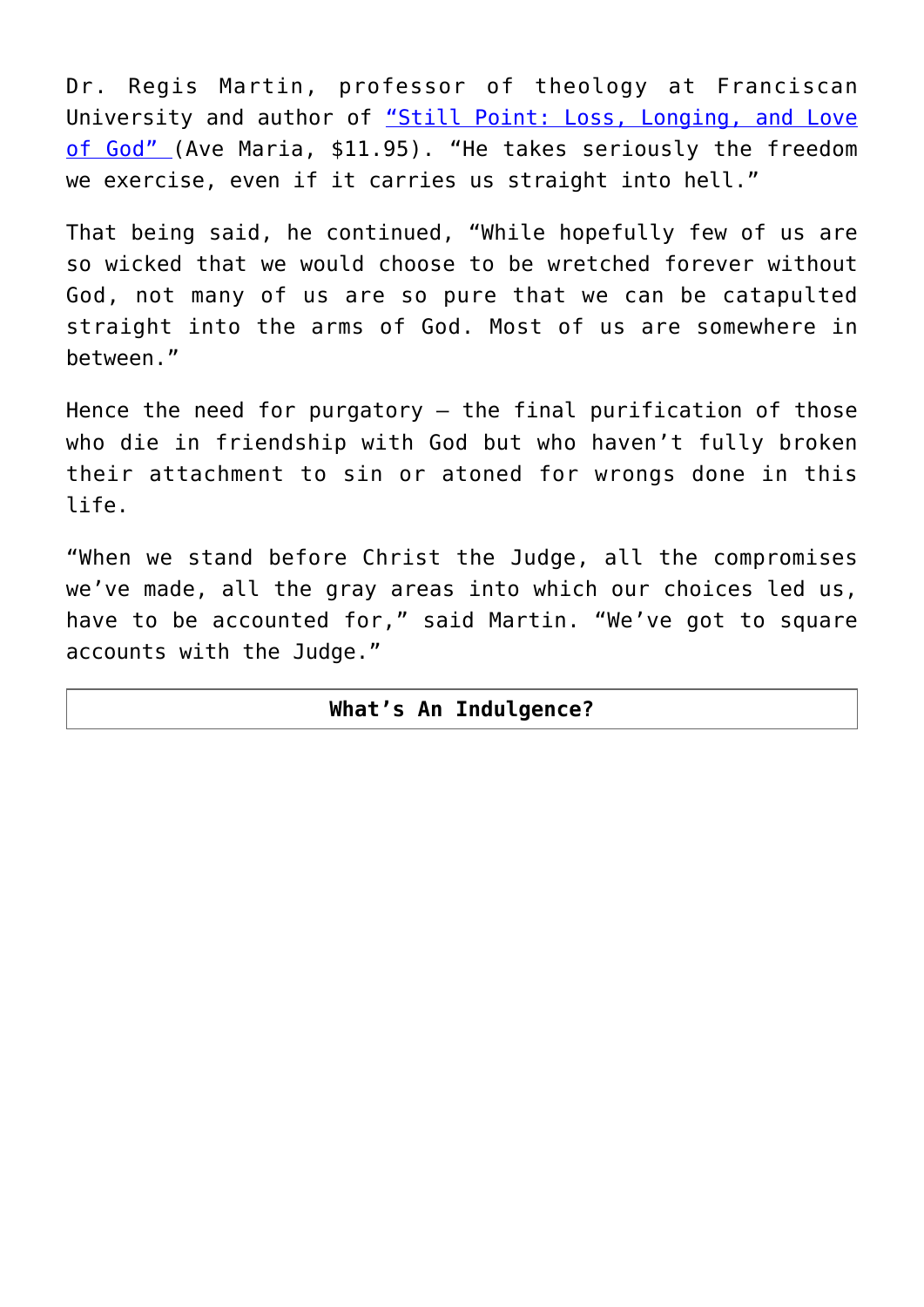Dr. Regis Martin, professor of theology at Franciscan University and author of [“Still Point: Loss, Longing, and Love of God” ](#)(Ave Maria, $11.95). “He takes seriously the freedom we exercise, even if it carries us straight into hell.”

That being said, he continued, “While hopefully few of us are so wicked that we would choose to be wretched forever without God, not many of us are so pure that we can be catapulted straight into the arms of God. Most of us are somewhere in between.”

Hence the need for purgatory — the final purification of those who die in friendship with God but who haven’t fully broken their attachment to sin or atoned for wrongs done in this life.

“When we stand before Christ the Judge, all the compromises we’ve made, all the gray areas into which our choices led us, have to be accounted for,” said Martin. “We’ve got to square accounts with the Judge.”

| **What’s An Indulgence?** |
| --- |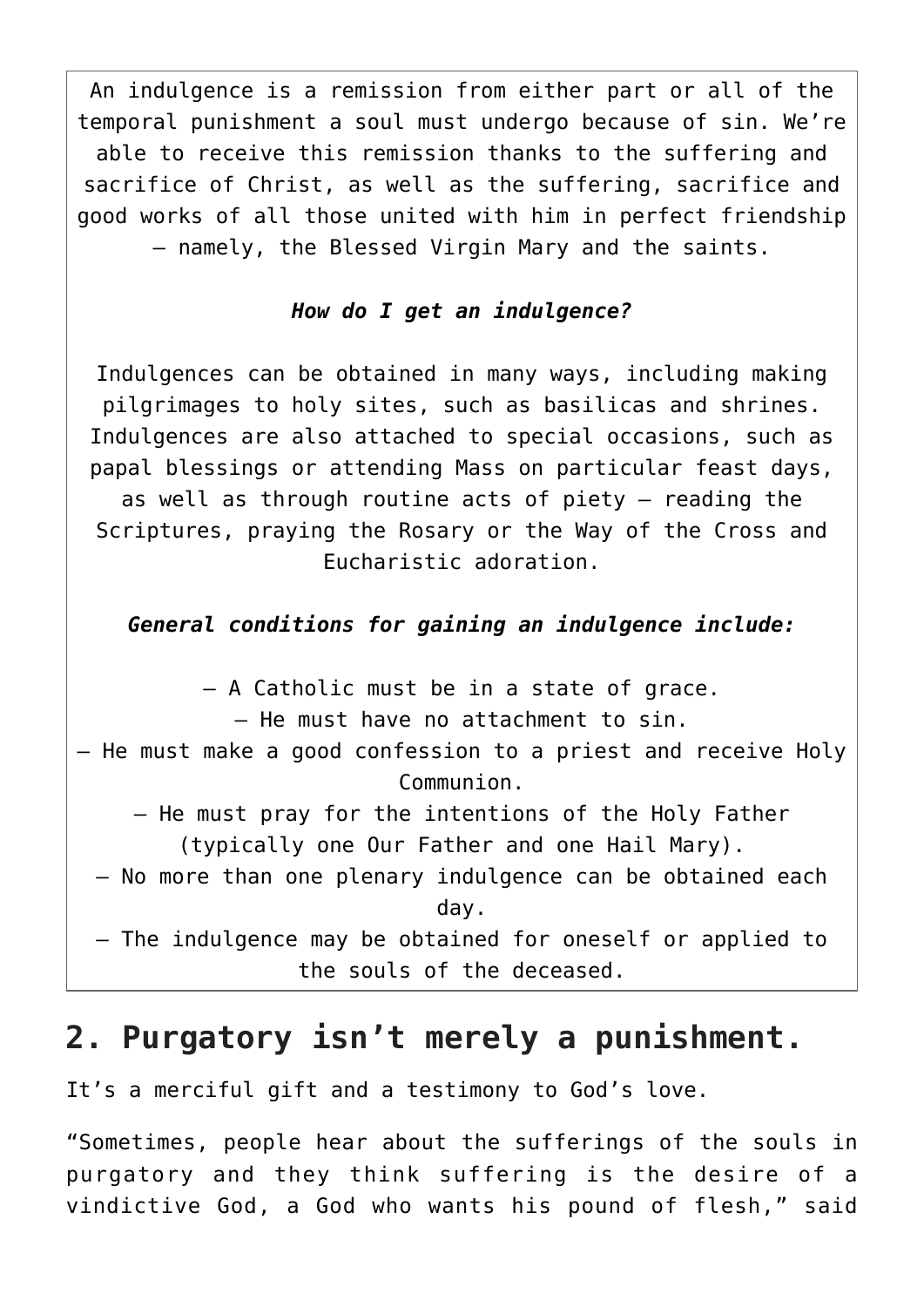An indulgence is a remission from either part or all of the temporal punishment a soul must undergo because of sin. We're able to receive this remission thanks to the suffering and sacrifice of Christ, as well as the suffering, sacrifice and good works of all those united with him in perfect friendship — namely, the Blessed Virgin Mary and the saints.

***How do I get an indulgence?***

Indulgences can be obtained in many ways, including making pilgrimages to holy sites, such as basilicas and shrines. Indulgences are also attached to special occasions, such as papal blessings or attending Mass on particular feast days, as well as through routine acts of piety — reading the Scriptures, praying the Rosary or the Way of the Cross and Eucharistic adoration.

***General conditions for gaining an indulgence include:***

– A Catholic must be in a state of grace.
– He must have no attachment to sin.
– He must make a good confession to a priest and receive Holy Communion.
– He must pray for the intentions of the Holy Father (typically one Our Father and one Hail Mary).
– No more than one plenary indulgence can be obtained each day.
– The indulgence may be obtained for oneself or applied to the souls of the deceased.

## 2. Purgatory isn't merely a punishment.

It's a merciful gift and a testimony to God's love.

"Sometimes, people hear about the sufferings of the souls in purgatory and they think suffering is the desire of a vindictive God, a God who wants his pound of flesh," said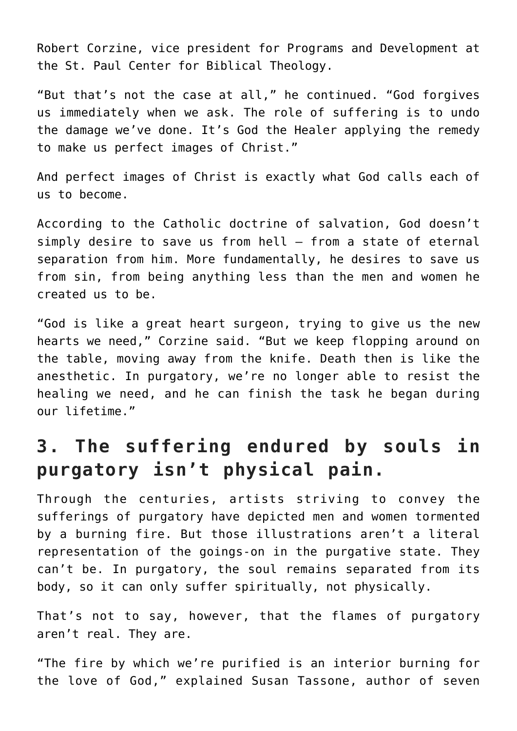Robert Corzine, vice president for Programs and Development at the St. Paul Center for Biblical Theology.

"But that's not the case at all," he continued. "God forgives us immediately when we ask. The role of suffering is to undo the damage we've done. It's God the Healer applying the remedy to make us perfect images of Christ."

And perfect images of Christ is exactly what God calls each of us to become.

According to the Catholic doctrine of salvation, God doesn't simply desire to save us from hell – from a state of eternal separation from him. More fundamentally, he desires to save us from sin, from being anything less than the men and women he created us to be.

"God is like a great heart surgeon, trying to give us the new hearts we need," Corzine said. "But we keep flopping around on the table, moving away from the knife. Death then is like the anesthetic. In purgatory, we're no longer able to resist the healing we need, and he can finish the task he began during our lifetime."

## 3. The suffering endured by souls in purgatory isn't physical pain.

Through the centuries, artists striving to convey the sufferings of purgatory have depicted men and women tormented by a burning fire. But those illustrations aren't a literal representation of the goings-on in the purgative state. They can't be. In purgatory, the soul remains separated from its body, so it can only suffer spiritually, not physically.

That's not to say, however, that the flames of purgatory aren't real. They are.

"The fire by which we're purified is an interior burning for the love of God," explained Susan Tassone, author of seven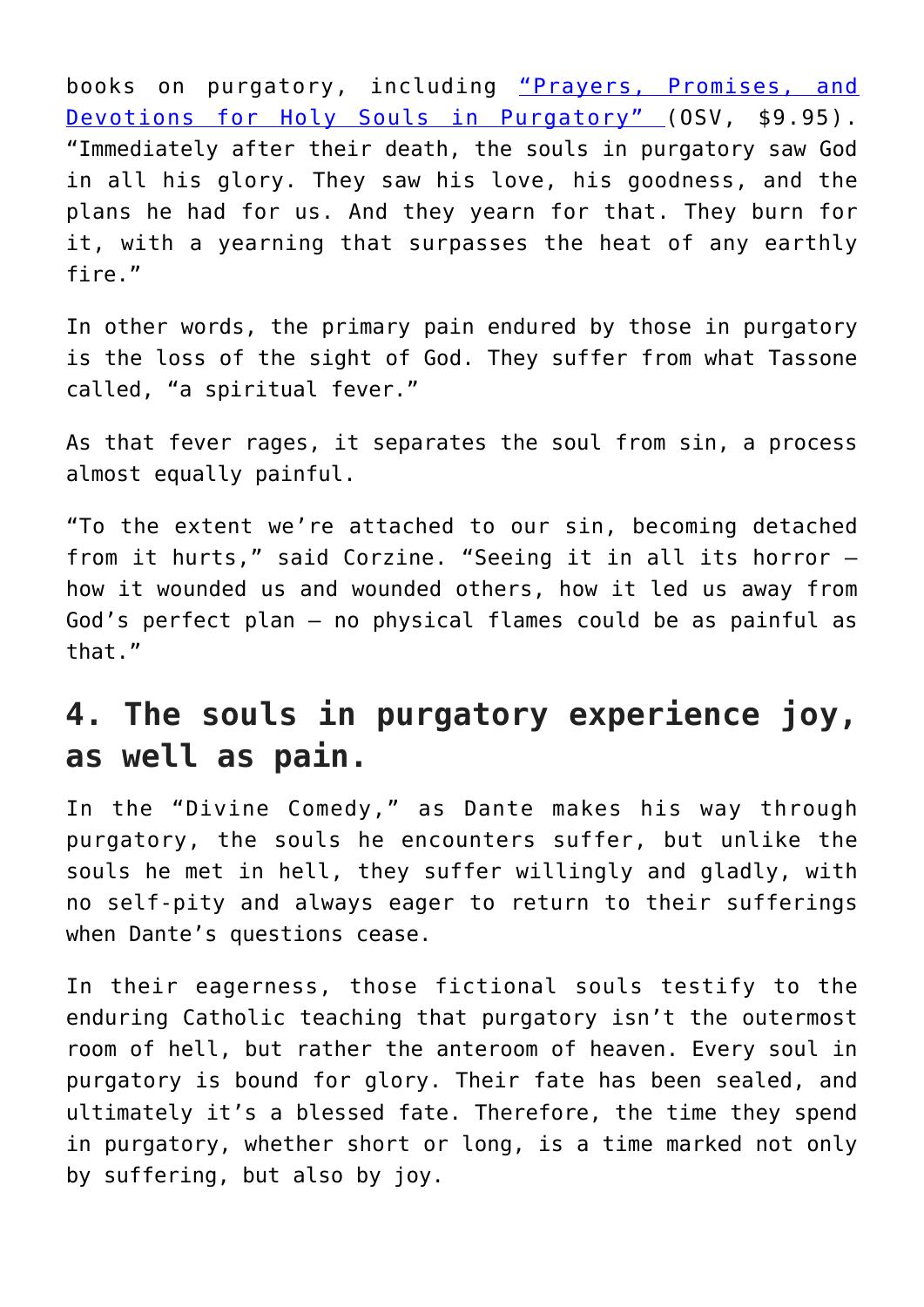books on purgatory, including [“Prayers, Promises, and Devotions for Holy Souls in Purgatory”](#) (OSV, $9.95). “Immediately after their death, the souls in purgatory saw God in all his glory. They saw his love, his goodness, and the plans he had for us. And they yearn for that. They burn for it, with a yearning that surpasses the heat of any earthly fire.”

In other words, the primary pain endured by those in purgatory is the loss of the sight of God. They suffer from what Tassone called, “a spiritual fever.”

As that fever rages, it separates the soul from sin, a process almost equally painful.

“To the extent we’re attached to our sin, becoming detached from it hurts,” said Corzine. “Seeing it in all its horror — how it wounded us and wounded others, how it led us away from God’s perfect plan — no physical flames could be as painful as that.”

## 4. The souls in purgatory experience joy, as well as pain.

In the “Divine Comedy,” as Dante makes his way through purgatory, the souls he encounters suffer, but unlike the souls he met in hell, they suffer willingly and gladly, with no self-pity and always eager to return to their sufferings when Dante’s questions cease.

In their eagerness, those fictional souls testify to the enduring Catholic teaching that purgatory isn’t the outermost room of hell, but rather the anteroom of heaven. Every soul in purgatory is bound for glory. Their fate has been sealed, and ultimately it’s a blessed fate. Therefore, the time they spend in purgatory, whether short or long, is a time marked not only by suffering, but also by joy.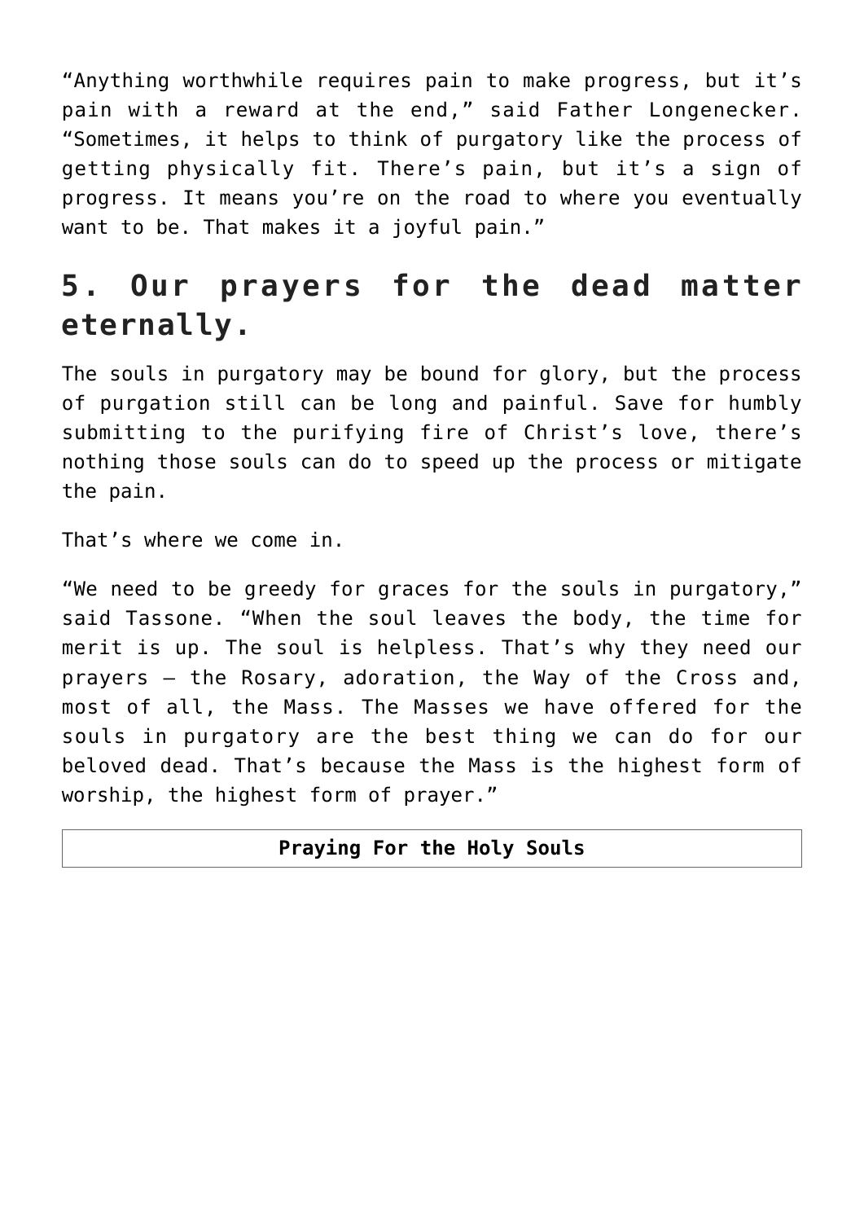“Anything worthwhile requires pain to make progress, but it’s pain with a reward at the end,” said Father Longenecker. “Sometimes, it helps to think of purgatory like the process of getting physically fit. There’s pain, but it’s a sign of progress. It means you’re on the road to where you eventually want to be. That makes it a joyful pain.”

## 5. Our prayers for the dead matter eternally.

The souls in purgatory may be bound for glory, but the process of purgation still can be long and painful. Save for humbly submitting to the purifying fire of Christ’s love, there’s nothing those souls can do to speed up the process or mitigate the pain.

That’s where we come in.

“We need to be greedy for graces for the souls in purgatory,” said Tassone. “When the soul leaves the body, the time for merit is up. The soul is helpless. That’s why they need our prayers — the Rosary, adoration, the Way of the Cross and, most of all, the Mass. The Masses we have offered for the souls in purgatory are the best thing we can do for our beloved dead. That’s because the Mass is the highest form of worship, the highest form of prayer.”

| **Praying For the Holy Souls** |
| --- |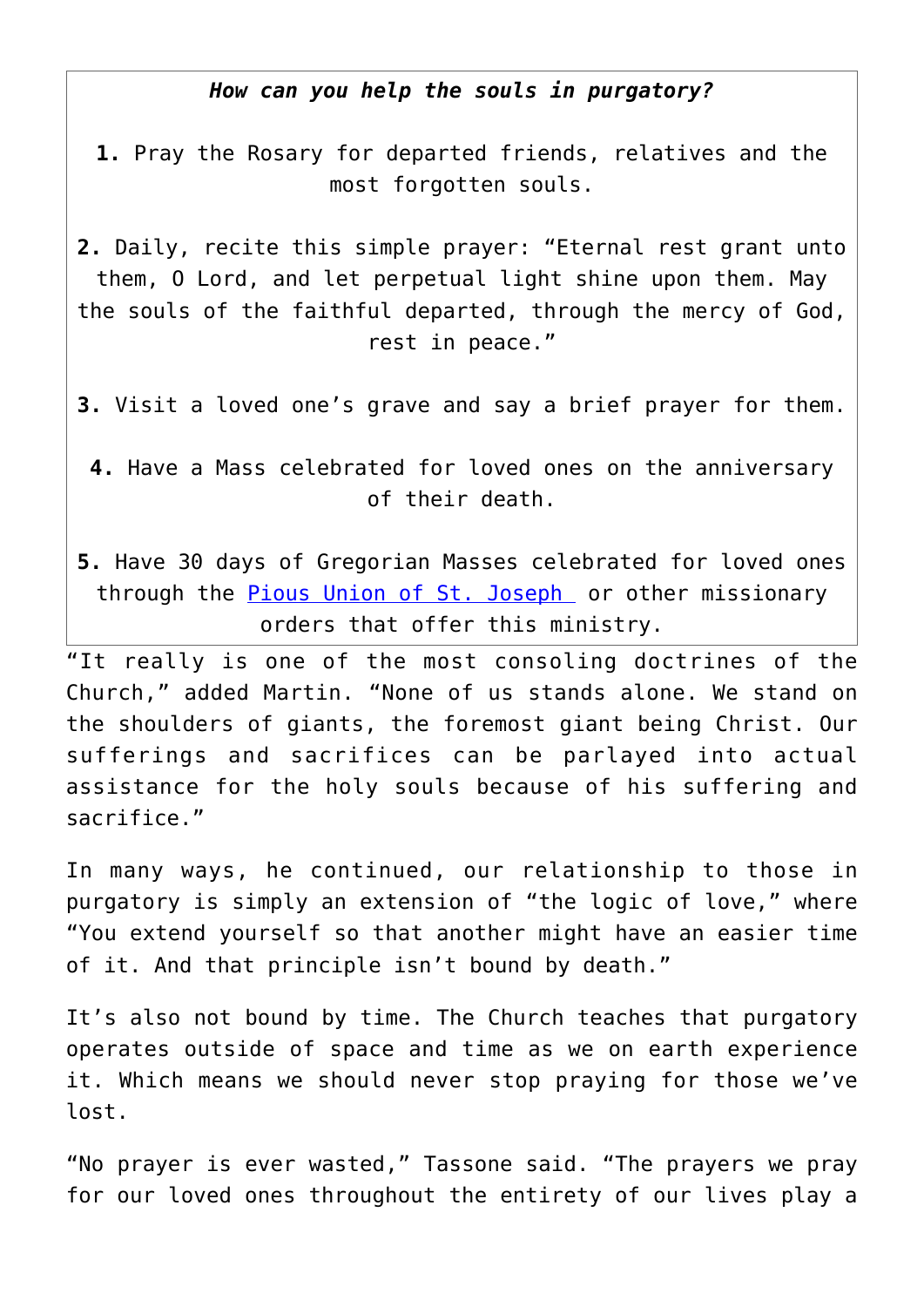***How can you help the souls in purgatory?***

**1.** Pray the Rosary for departed friends, relatives and the most forgotten souls.

**2.** Daily, recite this simple prayer: “Eternal rest grant unto them, O Lord, and let perpetual light shine upon them. May the souls of the faithful departed, through the mercy of God, rest in peace.”

**3.** Visit a loved one’s grave and say a brief prayer for them.

**4.** Have a Mass celebrated for loved ones on the anniversary of their death.

**5.** Have 30 days of Gregorian Masses celebrated for loved ones through the Pious Union of St. Joseph or other missionary orders that offer this ministry.

“It really is one of the most consoling doctrines of the Church,” added Martin. “None of us stands alone. We stand on the shoulders of giants, the foremost giant being Christ. Our sufferings and sacrifices can be parlayed into actual assistance for the holy souls because of his suffering and sacrifice.”

In many ways, he continued, our relationship to those in purgatory is simply an extension of “the logic of love,” where “You extend yourself so that another might have an easier time of it. And that principle isn’t bound by death.”

It’s also not bound by time. The Church teaches that purgatory operates outside of space and time as we on earth experience it. Which means we should never stop praying for those we’ve lost.

“No prayer is ever wasted,” Tassone said. “The prayers we pray for our loved ones throughout the entirety of our lives play a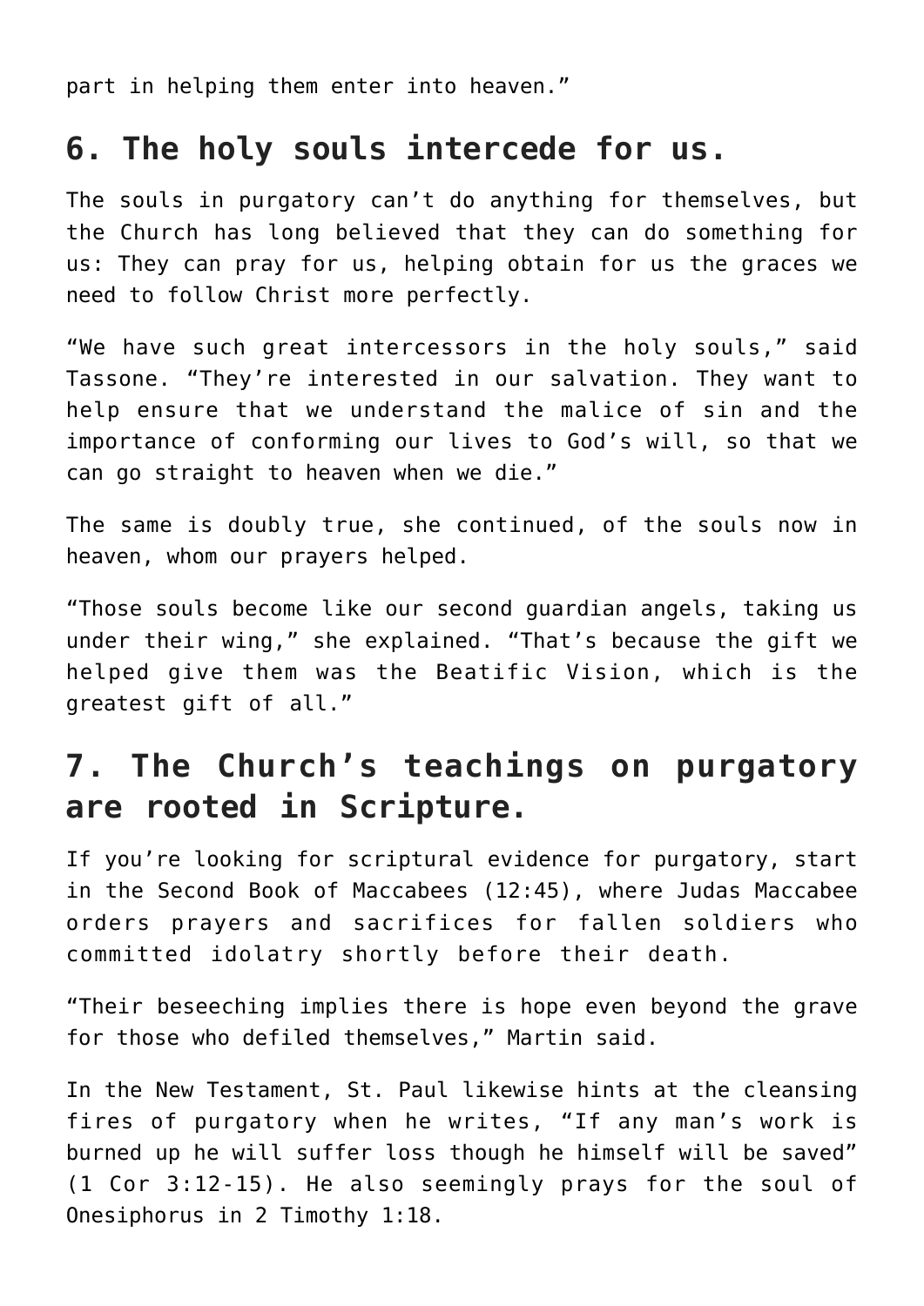part in helping them enter into heaven."

## 6. The holy souls intercede for us.

The souls in purgatory can't do anything for themselves, but the Church has long believed that they can do something for us: They can pray for us, helping obtain for us the graces we need to follow Christ more perfectly.

"We have such great intercessors in the holy souls," said Tassone. "They're interested in our salvation. They want to help ensure that we understand the malice of sin and the importance of conforming our lives to God's will, so that we can go straight to heaven when we die."

The same is doubly true, she continued, of the souls now in heaven, whom our prayers helped.

"Those souls become like our second guardian angels, taking us under their wing," she explained. "That's because the gift we helped give them was the Beatific Vision, which is the greatest gift of all."

## 7. The Church's teachings on purgatory are rooted in Scripture.

If you're looking for scriptural evidence for purgatory, start in the Second Book of Maccabees (12:45), where Judas Maccabee orders prayers and sacrifices for fallen soldiers who committed idolatry shortly before their death.

"Their beseeching implies there is hope even beyond the grave for those who defiled themselves," Martin said.

In the New Testament, St. Paul likewise hints at the cleansing fires of purgatory when he writes, "If any man's work is burned up he will suffer loss though he himself will be saved" (1 Cor 3:12-15). He also seemingly prays for the soul of Onesiphorus in 2 Timothy 1:18.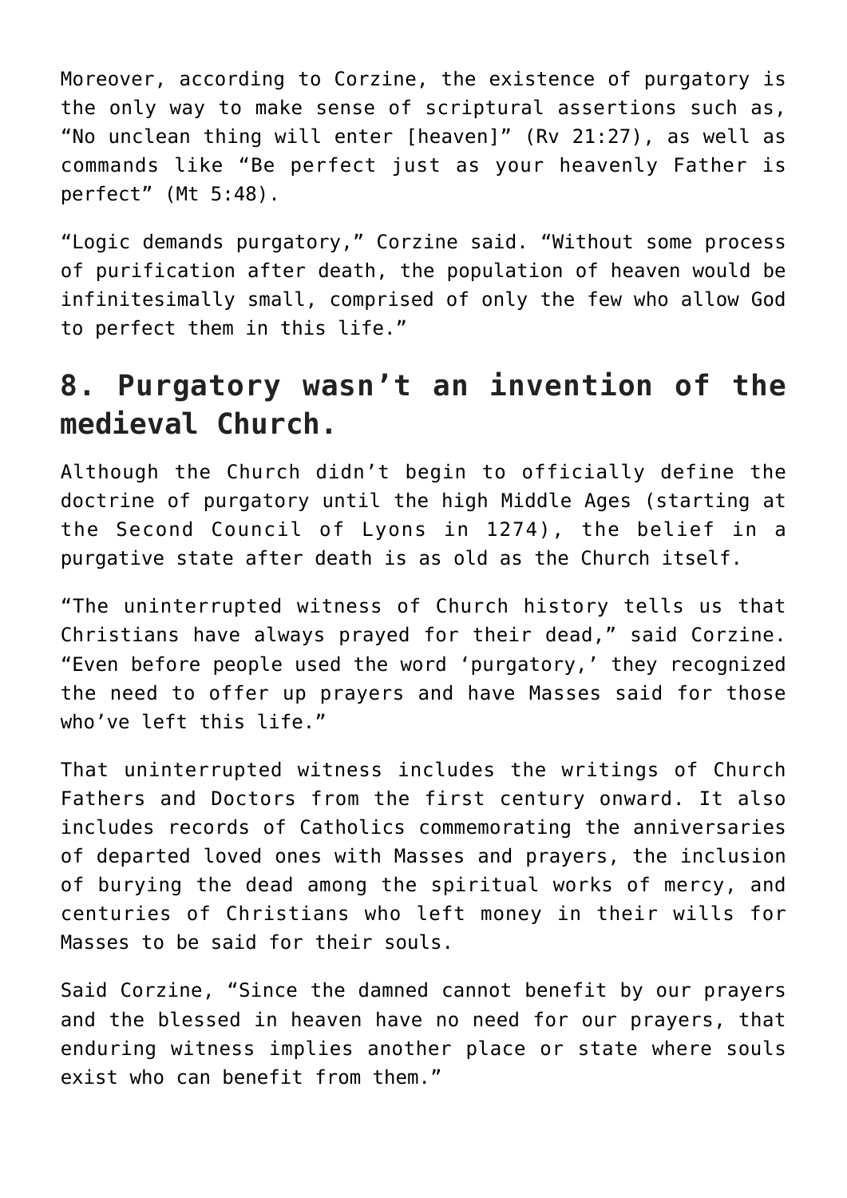Moreover, according to Corzine, the existence of purgatory is the only way to make sense of scriptural assertions such as, “No unclean thing will enter [heaven]” (Rv 21:27), as well as commands like “Be perfect just as your heavenly Father is perfect” (Mt 5:48).

“Logic demands purgatory,” Corzine said. “Without some process of purification after death, the population of heaven would be infinitesimally small, comprised of only the few who allow God to perfect them in this life.”

## 8. Purgatory wasn’t an invention of the medieval Church.

Although the Church didn’t begin to officially define the doctrine of purgatory until the high Middle Ages (starting at the Second Council of Lyons in 1274), the belief in a purgative state after death is as old as the Church itself.

“The uninterrupted witness of Church history tells us that Christians have always prayed for their dead,” said Corzine. “Even before people used the word ‘purgatory,’ they recognized the need to offer up prayers and have Masses said for those who’ve left this life.”

That uninterrupted witness includes the writings of Church Fathers and Doctors from the first century onward. It also includes records of Catholics commemorating the anniversaries of departed loved ones with Masses and prayers, the inclusion of burying the dead among the spiritual works of mercy, and centuries of Christians who left money in their wills for Masses to be said for their souls.

Said Corzine, “Since the damned cannot benefit by our prayers and the blessed in heaven have no need for our prayers, that enduring witness implies another place or state where souls exist who can benefit from them.”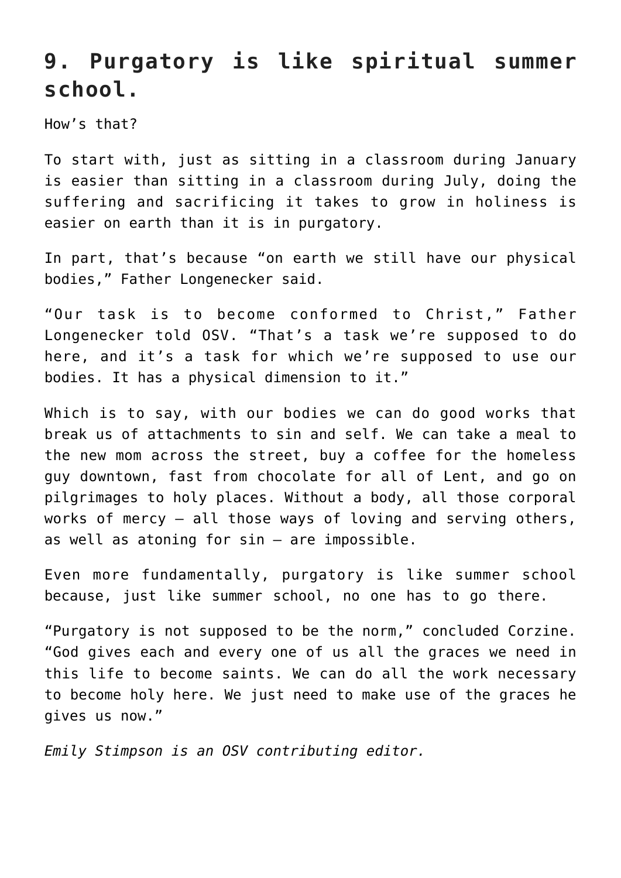## 9. Purgatory is like spiritual summer school.

How's that?

To start with, just as sitting in a classroom during January is easier than sitting in a classroom during July, doing the suffering and sacrificing it takes to grow in holiness is easier on earth than it is in purgatory.

In part, that's because "on earth we still have our physical bodies," Father Longenecker said.

"Our task is to become conformed to Christ," Father Longenecker told OSV. "That's a task we're supposed to do here, and it's a task for which we're supposed to use our bodies. It has a physical dimension to it."

Which is to say, with our bodies we can do good works that break us of attachments to sin and self. We can take a meal to the new mom across the street, buy a coffee for the homeless guy downtown, fast from chocolate for all of Lent, and go on pilgrimages to holy places. Without a body, all those corporal works of mercy — all those ways of loving and serving others, as well as atoning for sin — are impossible.

Even more fundamentally, purgatory is like summer school because, just like summer school, no one has to go there.

"Purgatory is not supposed to be the norm," concluded Corzine. "God gives each and every one of us all the graces we need in this life to become saints. We can do all the work necessary to become holy here. We just need to make use of the graces he gives us now."

*Emily Stimpson is an OSV contributing editor.*